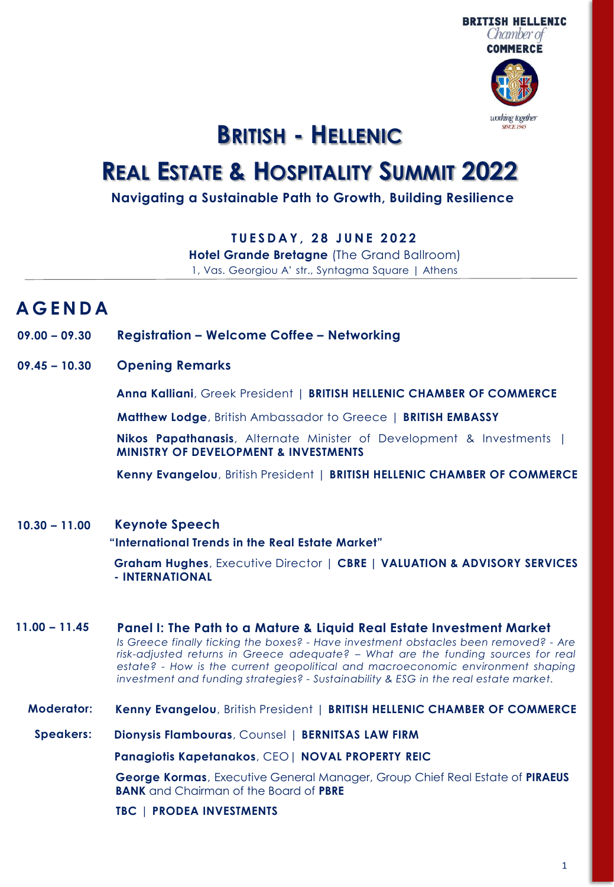BRITISH HELLENIC
Chamber of
COMMERCE

working together
SINCE 1945

# BRITISH - HELLENIC

# REAL ESTATE & HOSPITALITY SUMMIT 2022

**Navigating a Sustainable Path to Growth, Building Resilience**

**TUESDAY, 28 JUNE 2022**

**Hotel Grande Bretagne** (The Grand Ballroom)

1, Vas. Georgiou A' str., Syntagma Square | Athens

## AGENDA

**09.00 – 09.30** **Registration – Welcome Coffee – Networking**

**09.45 – 10.30** **Opening Remarks**

**Anna Kalliani**, Greek President | **BRITISH HELLENIC CHAMBER OF COMMERCE**

**Matthew Lodge**, British Ambassador to Greece | **BRITISH EMBASSY**

**Nikos Papathanasis**, Alternate Minister of Development & Investments | **MINISTRY OF DEVELOPMENT & INVESTMENTS**

**Kenny Evangelou**, British President | **BRITISH HELLENIC CHAMBER OF COMMERCE**

**10.30 – 11.00** **Keynote Speech**

**"International Trends in the Real Estate Market"**

**Graham Hughes**, Executive Director | **CBRE** | **VALUATION & ADVISORY SERVICES - INTERNATIONAL**

**11.00 – 11.45** **Panel I: The Path to a Mature & Liquid Real Estate Investment Market**

*Is Greece finally ticking the boxes? - Have investment obstacles been removed? - Are risk-adjusted returns in Greece adequate? – What are the funding sources for real estate? - How is the current geopolitical and macroeconomic environment shaping investment and funding strategies? - Sustainability & ESG in the real estate market.*

**Moderator:** **Kenny Evangelou**, British President | **BRITISH HELLENIC CHAMBER OF COMMERCE**

**Speakers:** **Dionysis Flambouras**, Counsel | **BERNITSAS LAW FIRM**

**Panagiotis Kapetanakos**, CEO | **NOVAL PROPERTY REIC**

**George Kormas**, Executive General Manager, Group Chief Real Estate of **PIRAEUS BANK** and Chairman of the Board of **PBRE**

**TBC** | **PRODEA INVESTMENTS**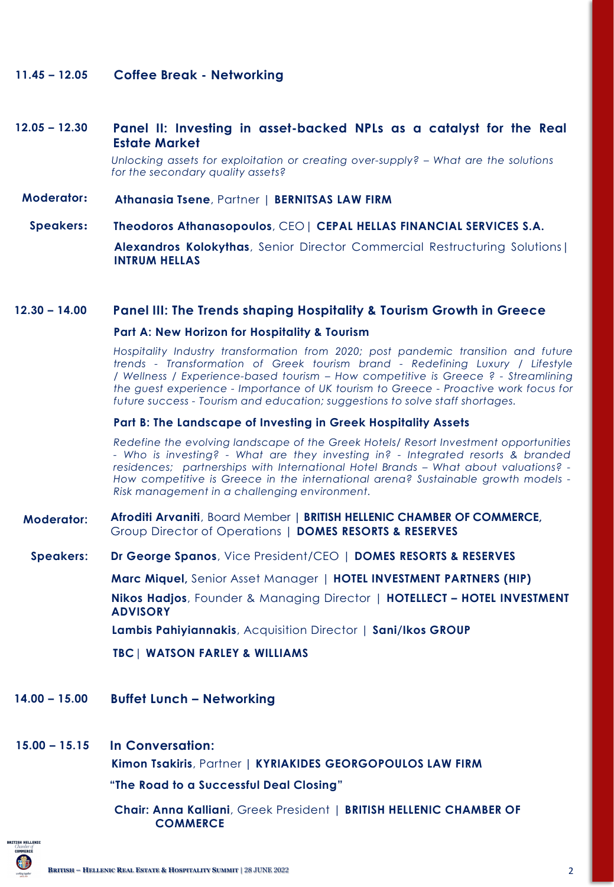**11.45 – 12.05** **Coffee Break - Networking**

**12.05 – 12.30** **Panel II: Investing in asset-backed NPLs as a catalyst for the Real Estate Market**

*Unlocking assets for exploitation or creating over-supply? – What are the solutions for the secondary quality assets?*

**Moderator:** **Athanasia Tsene**, Partner | **BERNITSAS LAW FIRM**

**Speakers:** **Theodoros Athanasopoulos**, CEO | **CEPAL HELLAS FINANCIAL SERVICES S.A.**

**Alexandros Kolokythas**, Senior Director Commercial Restructuring Solutions | **INTRUM HELLAS**

**12.30 – 14.00** **Panel III: The Trends shaping Hospitality & Tourism Growth in Greece**

**Part A: New Horizon for Hospitality & Tourism**

*Hospitality Industry transformation from 2020; post pandemic transition and future trends - Transformation of Greek tourism brand - Redefining Luxury / Lifestyle / Wellness / Experience-based tourism – How competitive is Greece ? - Streamlining the guest experience - Importance of UK tourism to Greece - Proactive work focus for future success - Tourism and education; suggestions to solve staff shortages.*

**Part B: The Landscape of Investing in Greek Hospitality Assets**

*Redefine the evolving landscape of the Greek Hotels/ Resort Investment opportunities - Who is investing? - What are they investing in? - Integrated resorts & branded residences; partnerships with International Hotel Brands – What about valuations? - How competitive is Greece in the international arena? Sustainable growth models - Risk management in a challenging environment.*

**Moderator:** **Afroditi Arvaniti**, Board Member | **BRITISH HELLENIC CHAMBER OF COMMERCE**, Group Director of Operations | **DOMES RESORTS & RESERVES**

**Speakers:** **Dr George Spanos**, Vice President/CEO | **DOMES RESORTS & RESERVES**

**Marc Miquel,** Senior Asset Manager | **HOTEL INVESTMENT PARTNERS (HIP)**

**Nikos Hadjos**, Founder & Managing Director | **HOTELLECT – HOTEL INVESTMENT ADVISORY**

**Lambis Pahiyiannakis**, Acquisition Director | **Sani/Ikos GROUP**

**TBC** | **WATSON FARLEY & WILLIAMS**

**14.00 – 15.00** **Buffet Lunch – Networking**

**15.00 – 15.15** **In Conversation:**

**Kimon Tsakiris**, Partner | **KYRIAKIDES GEORGOPOULOS LAW FIRM**

**"The Road to a Successful Deal Closing"**

**Chair: Anna Kalliani**, Greek President | **BRITISH HELLENIC CHAMBER OF COMMERCE**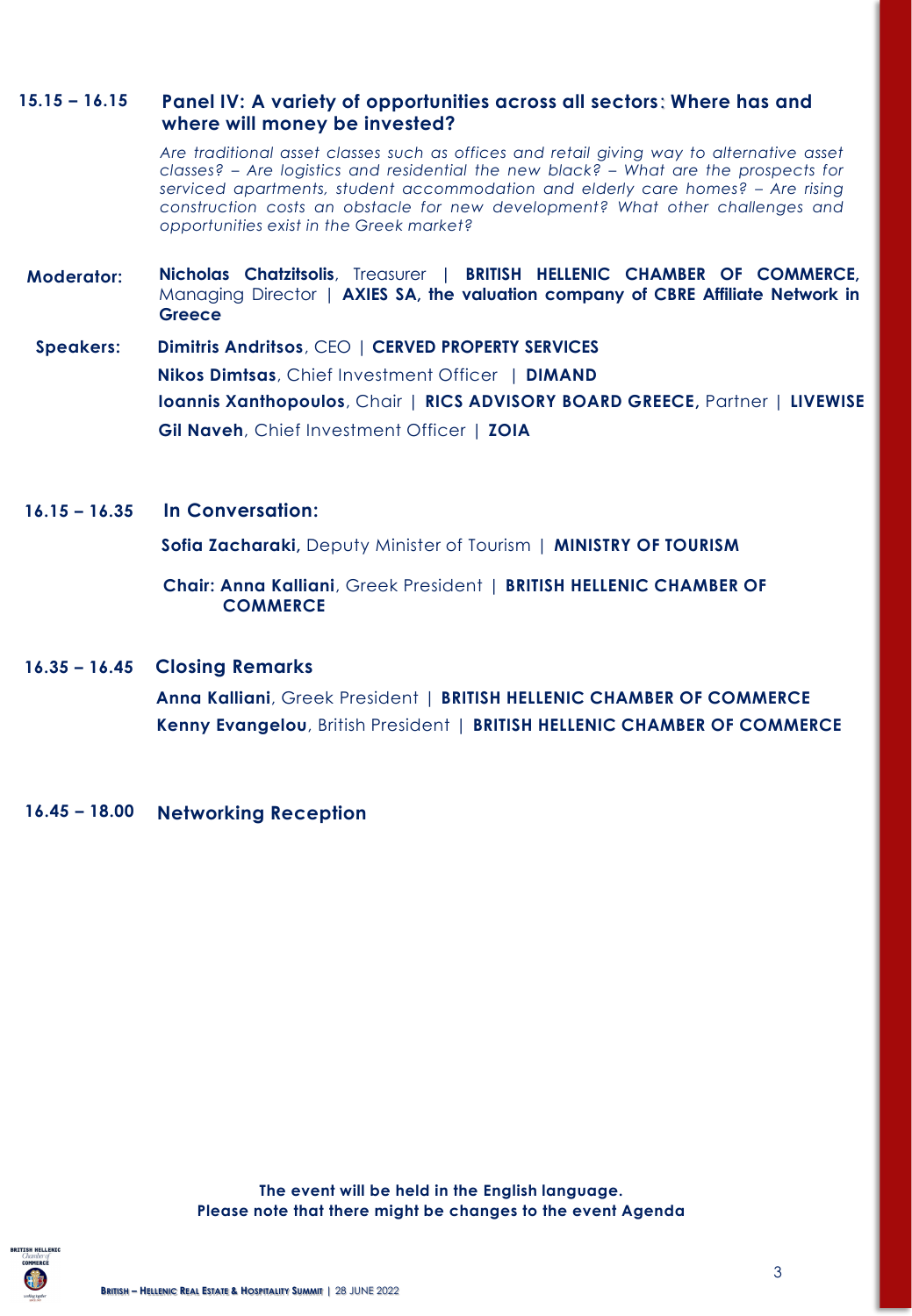**15.15 – 16.15** **Panel IV: A variety of opportunities across all sectors: Where has and where will money be invested?**

*Are traditional asset classes such as offices and retail giving way to alternative asset classes? – Are logistics and residential the new black? – What are the prospects for serviced apartments, student accommodation and elderly care homes? – Are rising construction costs an obstacle for new development? What other challenges and opportunities exist in the Greek market?*

**Moderator:** **Nicholas Chatzitsolis**, Treasurer | **BRITISH HELLENIC CHAMBER OF COMMERCE,** Managing Director | **AXIES SA, the valuation company of CBRE Affiliate Network in Greece**

**Speakers:** **Dimitris Andritsos**, CEO | **CERVED PROPERTY SERVICES**

**Nikos Dimtsas**, Chief Investment Officer | **DIMAND**

**Ioannis Xanthopoulos**, Chair | **RICS ADVISORY BOARD GREECE,** Partner | **LIVEWISE**

**Gil Naveh**, Chief Investment Officer | **ZOIA**

**16.15 – 16.35** **In Conversation:**

**Sofia Zacharaki,** Deputy Minister of Tourism | **MINISTRY OF TOURISM**

**Chair: Anna Kalliani**, Greek President | **BRITISH HELLENIC CHAMBER OF COMMERCE**

**16.35 – 16.45** **Closing Remarks**

**Anna Kalliani**, Greek President | **BRITISH HELLENIC CHAMBER OF COMMERCE**

**Kenny Evangelou**, British President | **BRITISH HELLENIC CHAMBER OF COMMERCE**

**16.45 – 18.00** **Networking Reception**

**The event will be held in the English language.**
**Please note that there might be changes to the event Agenda**